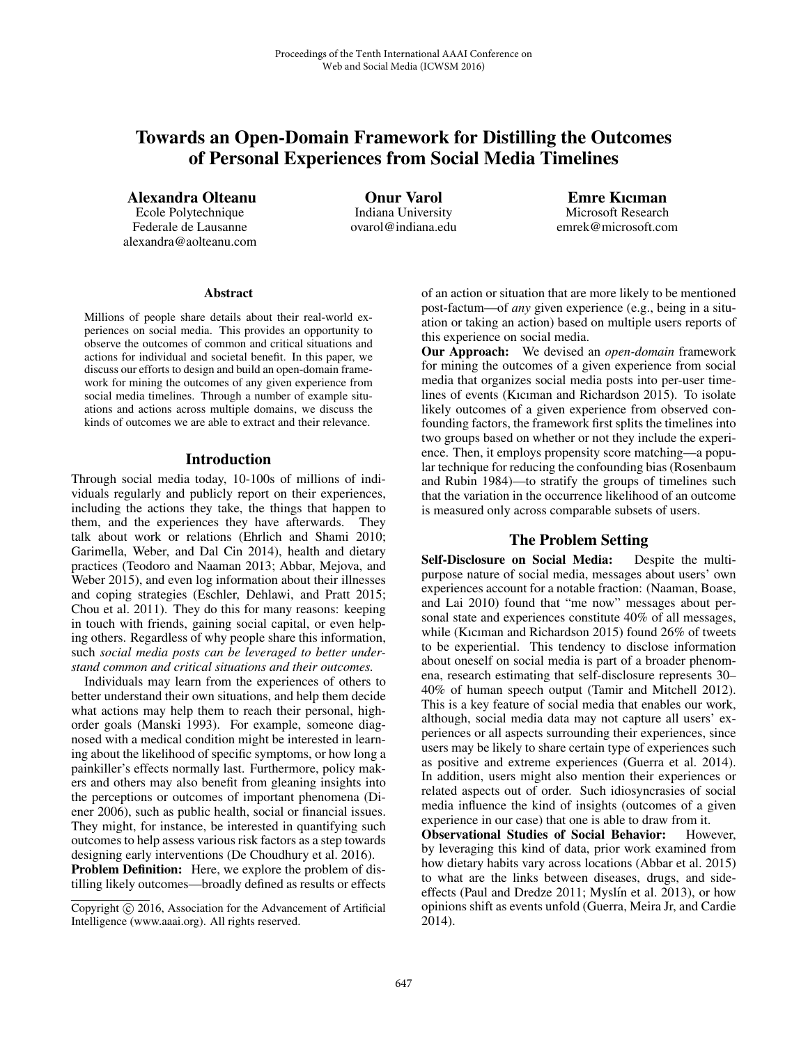# Towards an Open-Domain Framework for Distilling the Outcomes of Personal Experiences from Social Media Timelines

**Alexandra Olteanu**
Ecole Polytechnique
Federale de Lausanne
alexandra@aolteanu.com

**Onur Varol**
Indiana University
ovarol@indiana.edu

**Emre Kıcıman**
Microsoft Research
emrek@microsoft.com

## Abstract

Millions of people share details about their real-world experiences on social media. This provides an opportunity to observe the outcomes of common and critical situations and actions for individual and societal benefit. In this paper, we discuss our efforts to design and build an open-domain framework for mining the outcomes of any given experience from social media timelines. Through a number of example situations and actions across multiple domains, we discuss the kinds of outcomes we are able to extract and their relevance.

## Introduction

Through social media today, 10-100s of millions of individuals regularly and publicly report on their experiences, including the actions they take, the things that happen to them, and the experiences they have afterwards. They talk about work or relations (Ehrlich and Shami 2010; Garimella, Weber, and Dal Cin 2014), health and dietary practices (Teodoro and Naaman 2013; Abbar, Mejova, and Weber 2015), and even log information about their illnesses and coping strategies (Eschler, Dehlawi, and Pratt 2015; Chou et al. 2011). They do this for many reasons: keeping in touch with friends, gaining social capital, or even helping others. Regardless of why people share this information, such *social media posts can be leveraged to better understand common and critical situations and their outcomes.*

Individuals may learn from the experiences of others to better understand their own situations, and help them decide what actions may help them to reach their personal, high-order goals (Manski 1993). For example, someone diagnosed with a medical condition might be interested in learning about the likelihood of specific symptoms, or how long a painkiller's effects normally last. Furthermore, policy makers and others may also benefit from gleaning insights into the perceptions or outcomes of important phenomena (Diener 2006), such as public health, social or financial issues. They might, for instance, be interested in quantifying such outcomes to help assess various risk factors as a step towards designing early interventions (De Choudhury et al. 2016).

**Problem Definition:** Here, we explore the problem of distilling likely outcomes—broadly defined as results or effects of an action or situation that are more likely to be mentioned post-factum—of *any* given experience (e.g., being in a situation or taking an action) based on multiple users reports of this experience on social media.

**Our Approach:** We devised an *open-domain* framework for mining the outcomes of a given experience from social media that organizes social media posts into per-user timelines of events (Kıcıman and Richardson 2015). To isolate likely outcomes of a given experience from observed confounding factors, the framework first splits the timelines into two groups based on whether or not they include the experience. Then, it employs propensity score matching—a popular technique for reducing the confounding bias (Rosenbaum and Rubin 1984)—to stratify the groups of timelines such that the variation in the occurrence likelihood of an outcome is measured only across comparable subsets of users.

## The Problem Setting

**Self-Disclosure on Social Media:** Despite the multi-purpose nature of social media, messages about users' own experiences account for a notable fraction: (Naaman, Boase, and Lai 2010) found that "me now" messages about personal state and experiences constitute 40% of all messages, while (Kıcıman and Richardson 2015) found 26% of tweets to be experiential. This tendency to disclose information about oneself on social media is part of a broader phenomena, research estimating that self-disclosure represents 30–40% of human speech output (Tamir and Mitchell 2012). This is a key feature of social media that enables our work, although, social media data may not capture all users' experiences or all aspects surrounding their experiences, since users may be likely to share certain type of experiences such as positive and extreme experiences (Guerra et al. 2014). In addition, users might also mention their experiences or related aspects out of order. Such idiosyncrasies of social media influence the kind of insights (outcomes of a given experience in our case) that one is able to draw from it.

**Observational Studies of Social Behavior:** However, by leveraging this kind of data, prior work examined from how dietary habits vary across locations (Abbar et al. 2015) to what are the links between diseases, drugs, and side-effects (Paul and Dredze 2011; Myslín et al. 2013), or how opinions shift as events unfold (Guerra, Meira Jr, and Cardie 2014).

Copyright © 2016, Association for the Advancement of Artificial Intelligence (www.aaai.org). All rights reserved.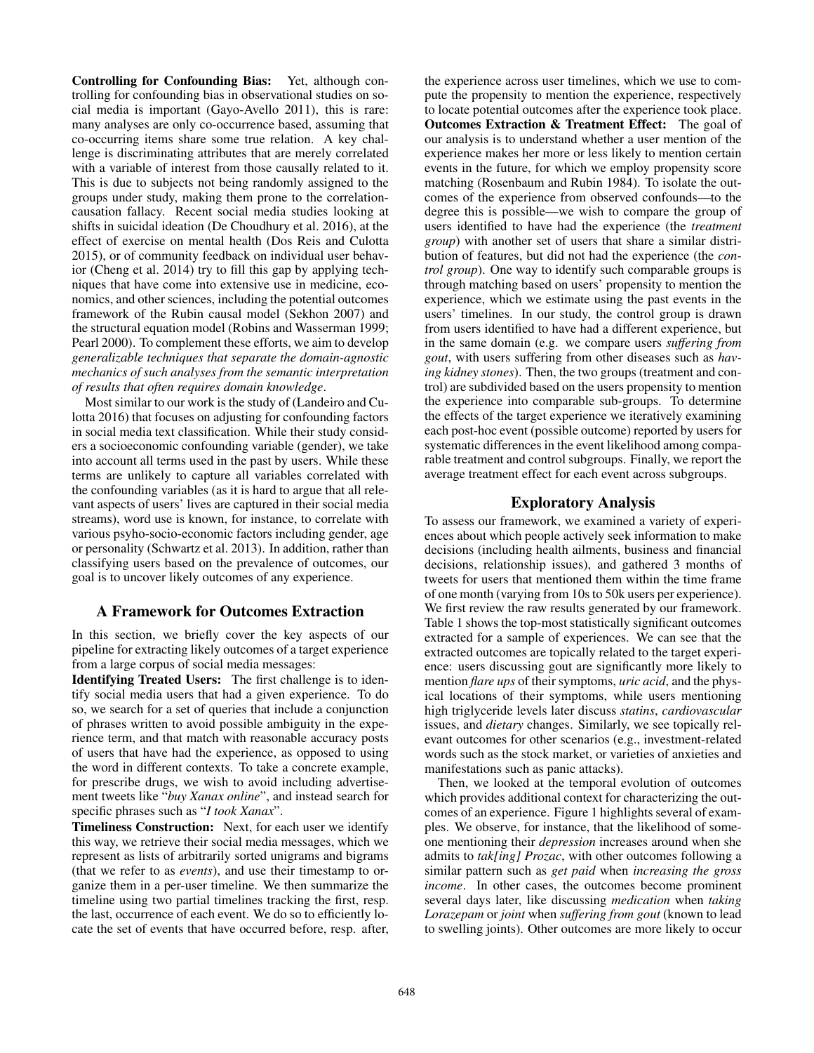**Controlling for Confounding Bias:** Yet, although controlling for confounding bias in observational studies on social media is important (Gayo-Avello 2011), this is rare: many analyses are only co-occurrence based, assuming that co-occurring items share some true relation. A key challenge is discriminating attributes that are merely correlated with a variable of interest from those causally related to it. This is due to subjects not being randomly assigned to the groups under study, making them prone to the correlation-causation fallacy. Recent social media studies looking at shifts in suicidal ideation (De Choudhury et al. 2016), at the effect of exercise on mental health (Dos Reis and Culotta 2015), or of community feedback on individual user behavior (Cheng et al. 2014) try to fill this gap by applying techniques that have come into extensive use in medicine, economics, and other sciences, including the potential outcomes framework of the Rubin causal model (Sekhon 2007) and the structural equation model (Robins and Wasserman 1999; Pearl 2000). To complement these efforts, we aim to develop *generalizable techniques that separate the domain-agnostic mechanics of such analyses from the semantic interpretation of results that often requires domain knowledge*.

Most similar to our work is the study of (Landeiro and Culotta 2016) that focuses on adjusting for confounding factors in social media text classification. While their study considers a socioeconomic confounding variable (gender), we take into account all terms used in the past by users. While these terms are unlikely to capture all variables correlated with the confounding variables (as it is hard to argue that all relevant aspects of users' lives are captured in their social media streams), word use is known, for instance, to correlate with various psyho-socio-economic factors including gender, age or personality (Schwartz et al. 2013). In addition, rather than classifying users based on the prevalence of outcomes, our goal is to uncover likely outcomes of any experience.

## A Framework for Outcomes Extraction

In this section, we briefly cover the key aspects of our pipeline for extracting likely outcomes of a target experience from a large corpus of social media messages:

**Identifying Treated Users:** The first challenge is to identify social media users that had a given experience. To do so, we search for a set of queries that include a conjunction of phrases written to avoid possible ambiguity in the experience term, and that match with reasonable accuracy posts of users that have had the experience, as opposed to using the word in different contexts. To take a concrete example, for prescribe drugs, we wish to avoid including advertisement tweets like "*buy Xanax online*", and instead search for specific phrases such as "*I took Xanax*".

**Timeliness Construction:** Next, for each user we identify this way, we retrieve their social media messages, which we represent as lists of arbitrarily sorted unigrams and bigrams (that we refer to as *events*), and use their timestamp to organize them in a per-user timeline. We then summarize the timeline using two partial timelines tracking the first, resp. the last, occurrence of each event. We do so to efficiently locate the set of events that have occurred before, resp. after, the experience across user timelines, which we use to compute the propensity to mention the experience, respectively to locate potential outcomes after the experience took place.

**Outcomes Extraction & Treatment Effect:** The goal of our analysis is to understand whether a user mention of the experience makes her more or less likely to mention certain events in the future, for which we employ propensity score matching (Rosenbaum and Rubin 1984). To isolate the outcomes of the experience from observed confounds—to the degree this is possible—we wish to compare the group of users identified to have had the experience (the *treatment group*) with another set of users that share a similar distribution of features, but did not had the experience (the *control group*). One way to identify such comparable groups is through matching based on users' propensity to mention the experience, which we estimate using the past events in the users' timelines. In our study, the control group is drawn from users identified to have had a different experience, but in the same domain (e.g. we compare users *suffering from gout*, with users suffering from other diseases such as *having kidney stones*). Then, the two groups (treatment and control) are subdivided based on the users propensity to mention the experience into comparable sub-groups. To determine the effects of the target experience we iteratively examining each post-hoc event (possible outcome) reported by users for systematic differences in the event likelihood among comparable treatment and control subgroups. Finally, we report the average treatment effect for each event across subgroups.

## Exploratory Analysis

To assess our framework, we examined a variety of experiences about which people actively seek information to make decisions (including health ailments, business and financial decisions, relationship issues), and gathered 3 months of tweets for users that mentioned them within the time frame of one month (varying from 10s to 50k users per experience). We first review the raw results generated by our framework. Table 1 shows the top-most statistically significant outcomes extracted for a sample of experiences. We can see that the extracted outcomes are topically related to the target experience: users discussing gout are significantly more likely to mention *flare ups* of their symptoms, *uric acid*, and the physical locations of their symptoms, while users mentioning high triglyceride levels later discuss *statins*, *cardiovascular* issues, and *dietary* changes. Similarly, we see topically relevant outcomes for other scenarios (e.g., investment-related words such as the stock market, or varieties of anxieties and manifestations such as panic attacks).

Then, we looked at the temporal evolution of outcomes which provides additional context for characterizing the outcomes of an experience. Figure 1 highlights several of examples. We observe, for instance, that the likelihood of someone mentioning their *depression* increases around when she admits to *tak[ing] Prozac*, with other outcomes following a similar pattern such as *get paid* when *increasing the gross income*. In other cases, the outcomes become prominent several days later, like discussing *medication* when *taking Lorazepam* or *joint* when *suffering from gout* (known to lead to swelling joints). Other outcomes are more likely to occur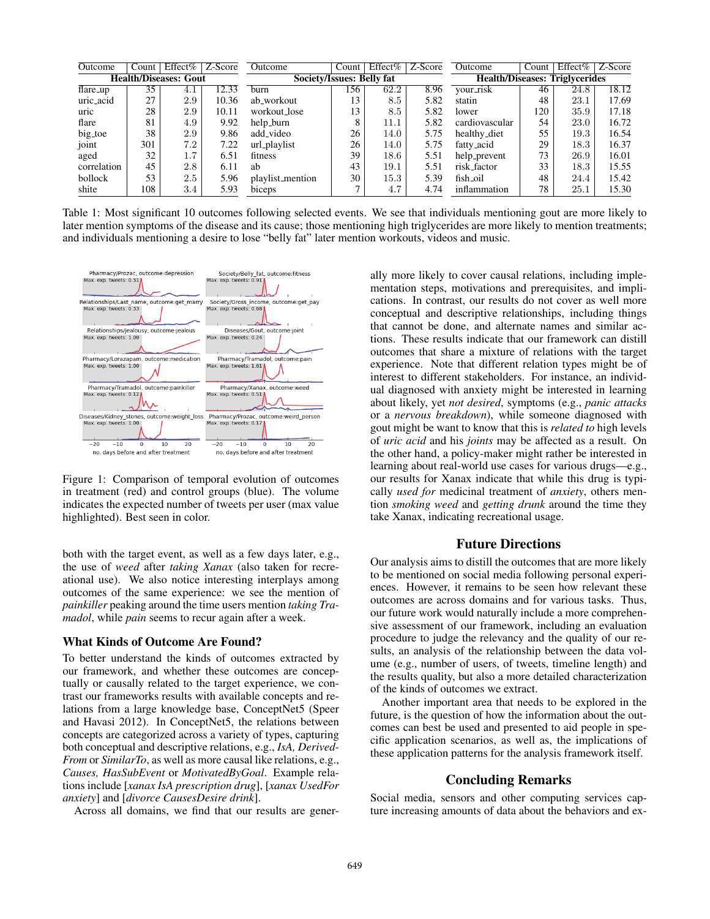| Outcome | Count | Effect% | Z-Score | Outcome | Count | Effect% | Z-Score | Outcome | Count | Effect% | Z-Score |
|---|---|---|---|---|---|---|---|---|---|---|---|
| **Health/Diseases: Gout** | | | | **Society/Issues: Belly fat** | | | | **Health/Diseases: Triglycerides** | | | |
| flare_up | 35 | 4.1 | 12.33 | burn | 156 | 62.2 | 8.96 | your_risk | 46 | 24.8 | 18.12 |
| uric_acid | 27 | 2.9 | 10.36 | ab_workout | 13 | 8.5 | 5.82 | statin | 48 | 23.1 | 17.69 |
| uric | 28 | 2.9 | 10.11 | workout_lose | 13 | 8.5 | 5.82 | lower | 120 | 35.9 | 17.18 |
| flare | 81 | 4.9 | 9.92 | help_burn | 8 | 11.1 | 5.82 | cardiovascular | 54 | 23.0 | 16.72 |
| big_toe | 38 | 2.9 | 9.86 | add_video | 26 | 14.0 | 5.75 | healthy_diet | 55 | 19.3 | 16.54 |
| joint | 301 | 7.2 | 7.22 | url_playlist | 26 | 14.0 | 5.75 | fatty_acid | 29 | 18.3 | 16.37 |
| aged | 32 | 1.7 | 6.51 | fitness | 39 | 18.6 | 5.51 | help_prevent | 73 | 26.9 | 16.01 |
| correlation | 45 | 2.8 | 6.11 | ab | 43 | 19.1 | 5.51 | risk_factor | 33 | 18.3 | 15.55 |
| bollock | 53 | 2.5 | 5.96 | playlist_mention | 30 | 15.3 | 5.39 | fish_oil | 48 | 24.4 | 15.42 |
| shite | 108 | 3.4 | 5.93 | biceps | 7 | 4.7 | 4.74 | inflammation | 78 | 25.1 | 15.30 |

Table 1: Most significant 10 outcomes following selected events. We see that individuals mentioning gout are more likely to later mention symptoms of the disease and its cause; those mentioning high triglycerides are more likely to mention treatments; and individuals mentioning a desire to lose "belly fat" later mention workouts, videos and music.

Figure 1: Comparison of temporal evolution of outcomes in treatment (red) and control groups (blue). The volume indicates the expected number of tweets per user (max value highlighted). Best seen in color.

both with the target event, as well as a few days later, e.g., the use of *weed* after *taking Xanax* (also taken for recreational use). We also notice interesting interplays among outcomes of the same experience: we see the mention of *painkiller* peaking around the time users mention *taking Tramadol*, while *pain* seems to recur again after a week.

## What Kinds of Outcome Are Found?

To better understand the kinds of outcomes extracted by our framework, and whether these outcomes are conceptually or causally related to the target experience, we contrast our frameworks results with available concepts and relations from a large knowledge base, ConceptNet5 (Speer and Havasi 2012). In ConceptNet5, the relations between concepts are categorized across a variety of types, capturing both conceptual and descriptive relations, e.g., *IsA, Derived-From* or *SimilarTo*, as well as more causal like relations, e.g., *Causes, HasSubEvent* or *MotivatedByGoal*. Example relations include [*xanax IsA prescription drug*], [*xanax UsedFor anxiety*] and [*divorce CausesDesire drink*].

Across all domains, we find that our results are generally more likely to cover causal relations, including implementation steps, motivations and prerequisites, and implications. In contrast, our results do not cover as well more conceptual and descriptive relationships, including things that cannot be done, and alternate names and similar actions. These results indicate that our framework can distill outcomes that share a mixture of relations with the target experience. Note that different relation types might be of interest to different stakeholders. For instance, an individual diagnosed with anxiety might be interested in learning about likely, yet *not desired*, symptoms (e.g., *panic attacks* or a *nervous breakdown*), while someone diagnosed with gout might be want to know that this is *related to* high levels of *uric acid* and his *joints* may be affected as a result. On the other hand, a policy-maker might rather be interested in learning about real-world use cases for various drugs—e.g., our results for Xanax indicate that while this drug is typically *used for* medicinal treatment of *anxiety*, others mention *smoking weed* and *getting drunk* around the time they take Xanax, indicating recreational usage.

## Future Directions

Our analysis aims to distill the outcomes that are more likely to be mentioned on social media following personal experiences. However, it remains to be seen how relevant these outcomes are across domains and for various tasks. Thus, our future work would naturally include a more comprehensive assessment of our framework, including an evaluation procedure to judge the relevancy and the quality of our results, an analysis of the relationship between the data volume (e.g., number of users, of tweets, timeline length) and the results quality, but also a more detailed characterization of the kinds of outcomes we extract.

Another important area that needs to be explored in the future, is the question of how the information about the outcomes can best be used and presented to aid people in specific application scenarios, as well as, the implications of these application patterns for the analysis framework itself.

## Concluding Remarks

Social media, sensors and other computing services capture increasing amounts of data about the behaviors and ex-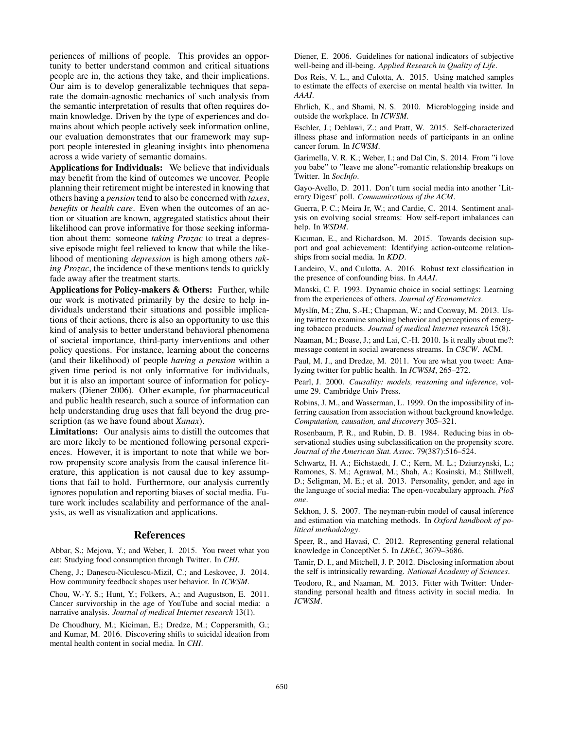periences of millions of people. This provides an opportunity to better understand common and critical situations people are in, the actions they take, and their implications. Our aim is to develop generalizable techniques that separate the domain-agnostic mechanics of such analysis from the semantic interpretation of results that often requires domain knowledge. Driven by the type of experiences and domains about which people actively seek information online, our evaluation demonstrates that our framework may support people interested in gleaning insights into phenomena across a wide variety of semantic domains.

**Applications for Individuals:** We believe that individuals may benefit from the kind of outcomes we uncover. People planning their retirement might be interested in knowing that others having a *pension* tend to also be concerned with *taxes*, *benefits* or *health care*. Even when the outcomes of an action or situation are known, aggregated statistics about their likelihood can prove informative for those seeking information about them: someone *taking Prozac* to treat a depressive episode might feel relieved to know that while the likelihood of mentioning *depression* is high among others *taking Prozac*, the incidence of these mentions tends to quickly fade away after the treatment starts.

**Applications for Policy-makers & Others:** Further, while our work is motivated primarily by the desire to help individuals understand their situations and possible implications of their actions, there is also an opportunity to use this kind of analysis to better understand behavioral phenomena of societal importance, third-party interventions and other policy questions. For instance, learning about the concerns (and their likelihood) of people *having a pension* within a given time period is not only informative for individuals, but it is also an important source of information for policy-makers (Diener 2006). Other example, for pharmaceutical and public health research, such a source of information can help understanding drug uses that fall beyond the drug prescription (as we have found about *Xanax*).

**Limitations:** Our analysis aims to distill the outcomes that are more likely to be mentioned following personal experiences. However, it is important to note that while we borrow propensity score analysis from the causal inference literature, this application is not causal due to key assumptions that fail to hold. Furthermore, our analysis currently ignores population and reporting biases of social media. Future work includes scalability and performance of the analysis, as well as visualization and applications.

## References

Abbar, S.; Mejova, Y.; and Weber, I. 2015. You tweet what you eat: Studying food consumption through Twitter. In *CHI*.

Cheng, J.; Danescu-Niculescu-Mizil, C.; and Leskovec, J. 2014. How community feedback shapes user behavior. In *ICWSM*.

Chou, W.-Y. S.; Hunt, Y.; Folkers, A.; and Augustson, E. 2011. Cancer survivorship in the age of YouTube and social media: a narrative analysis. *Journal of medical Internet research* 13(1).

De Choudhury, M.; Kiciman, E.; Dredze, M.; Coppersmith, G.; and Kumar, M. 2016. Discovering shifts to suicidal ideation from mental health content in social media. In *CHI*.

Diener, E. 2006. Guidelines for national indicators of subjective well-being and ill-being. *Applied Research in Quality of Life*.

Dos Reis, V. L., and Culotta, A. 2015. Using matched samples to estimate the effects of exercise on mental health via twitter. In *AAAI*.

Ehrlich, K., and Shami, N. S. 2010. Microblogging inside and outside the workplace. In *ICWSM*.

Eschler, J.; Dehlawi, Z.; and Pratt, W. 2015. Self-characterized illness phase and information needs of participants in an online cancer forum. In *ICWSM*.

Garimella, V. R. K.; Weber, I.; and Dal Cin, S. 2014. From "i love you babe" to "leave me alone"-romantic relationship breakups on Twitter. In *SocInfo*.

Gayo-Avello, D. 2011. Don't turn social media into another 'Literary Digest' poll. *Communications of the ACM*.

Guerra, P. C.; Meira Jr, W.; and Cardie, C. 2014. Sentiment analysis on evolving social streams: How self-report imbalances can help. In *WSDM*.

Kıcıman, E., and Richardson, M. 2015. Towards decision support and goal achievement: Identifying action-outcome relationships from social media. In *KDD*.

Landeiro, V., and Culotta, A. 2016. Robust text classification in the presence of confounding bias. In *AAAI*.

Manski, C. F. 1993. Dynamic choice in social settings: Learning from the experiences of others. *Journal of Econometrics*.

Myslín, M.; Zhu, S.-H.; Chapman, W.; and Conway, M. 2013. Using twitter to examine smoking behavior and perceptions of emerging tobacco products. *Journal of medical Internet research* 15(8).

Naaman, M.; Boase, J.; and Lai, C.-H. 2010. Is it really about me?: message content in social awareness streams. In *CSCW*. ACM.

Paul, M. J., and Dredze, M. 2011. You are what you tweet: Analyzing twitter for public health. In *ICWSM*, 265–272.

Pearl, J. 2000. *Causality: models, reasoning and inference*, volume 29. Cambridge Univ Press.

Robins, J. M., and Wasserman, L. 1999. On the impossibility of inferring causation from association without background knowledge. *Computation, causation, and discovery* 305–321.

Rosenbaum, P. R., and Rubin, D. B. 1984. Reducing bias in observational studies using subclassification on the propensity score. *Journal of the American Stat. Assoc.* 79(387):516–524.

Schwartz, H. A.; Eichstaedt, J. C.; Kern, M. L.; Dziurzynski, L.; Ramones, S. M.; Agrawal, M.; Shah, A.; Kosinski, M.; Stillwell, D.; Seligman, M. E.; et al. 2013. Personality, gender, and age in the language of social media: The open-vocabulary approach. *PloS one*.

Sekhon, J. S. 2007. The neyman-rubin model of causal inference and estimation via matching methods. In *Oxford handbook of political methodology*.

Speer, R., and Havasi, C. 2012. Representing general relational knowledge in ConceptNet 5. In *LREC*, 3679–3686.

Tamir, D. I., and Mitchell, J. P. 2012. Disclosing information about the self is intrinsically rewarding. *National Academy of Sciences*.

Teodoro, R., and Naaman, M. 2013. Fitter with Twitter: Understanding personal health and fitness activity in social media. In *ICWSM*.